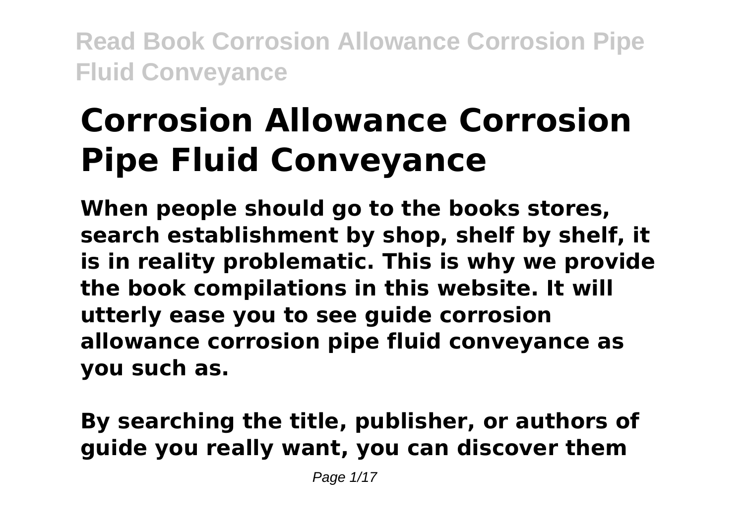# Corrosion Allowance Corrosion Pipe Fluid Conveyance

**When people should go to the books stores, search establishment by shop, shelf by shelf, it is in reality problematic. This is why we provide the book compilations in this website. It will utterly ease you to see guide corrosion allowance corrosion pipe fluid conveyance as you such as.**

**By searching the title, publisher, or authors of guide you really want, you can discover them**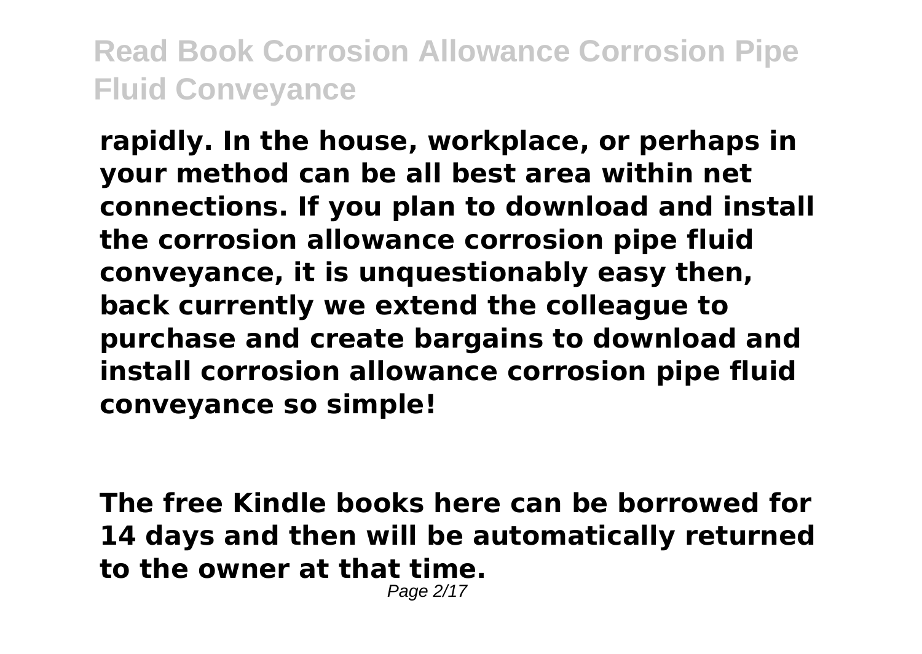**rapidly. In the house, workplace, or perhaps in your method can be all best area within net connections. If you plan to download and install the corrosion allowance corrosion pipe fluid conveyance, it is unquestionably easy then, back currently we extend the colleague to purchase and create bargains to download and install corrosion allowance corrosion pipe fluid conveyance so simple!**

**The free Kindle books here can be borrowed for 14 days and then will be automatically returned to the owner at that time.**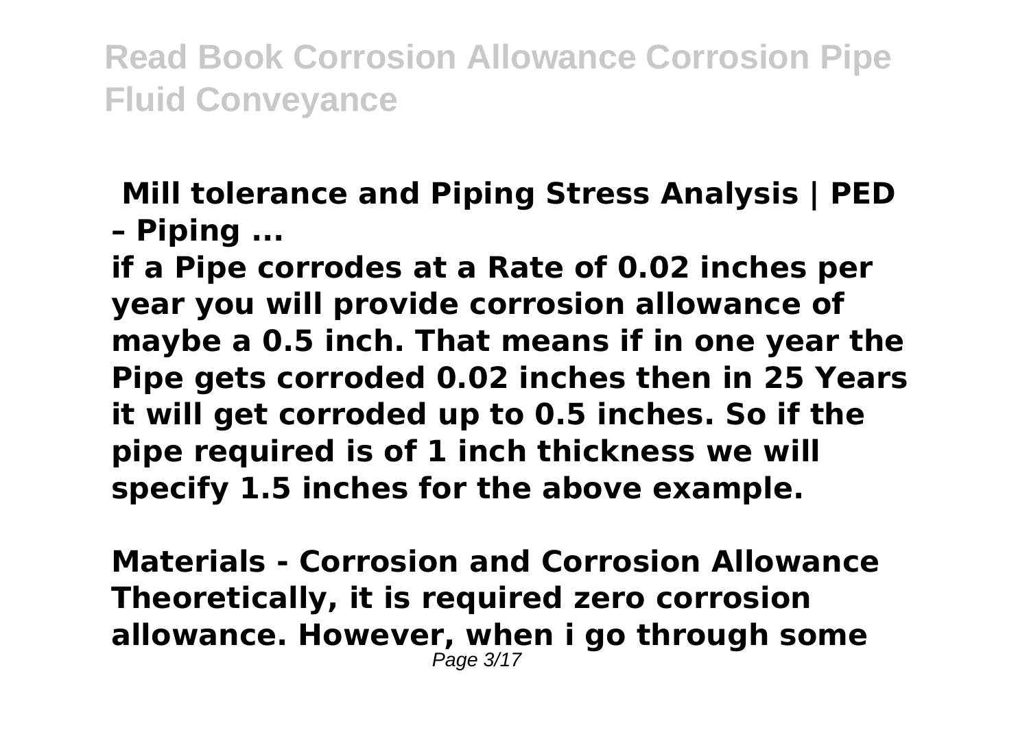**Mill tolerance and Piping Stress Analysis | PED – Piping ...**

**if a Pipe corrodes at a Rate of 0.02 inches per year you will provide corrosion allowance of maybe a 0.5 inch. That means if in one year the Pipe gets corroded 0.02 inches then in 25 Years it will get corroded up to 0.5 inches. So if the pipe required is of 1 inch thickness we will specify 1.5 inches for the above example.**

**Materials - Corrosion and Corrosion Allowance**

**Theoretically, it is required zero corrosion allowance. However, when i go through some**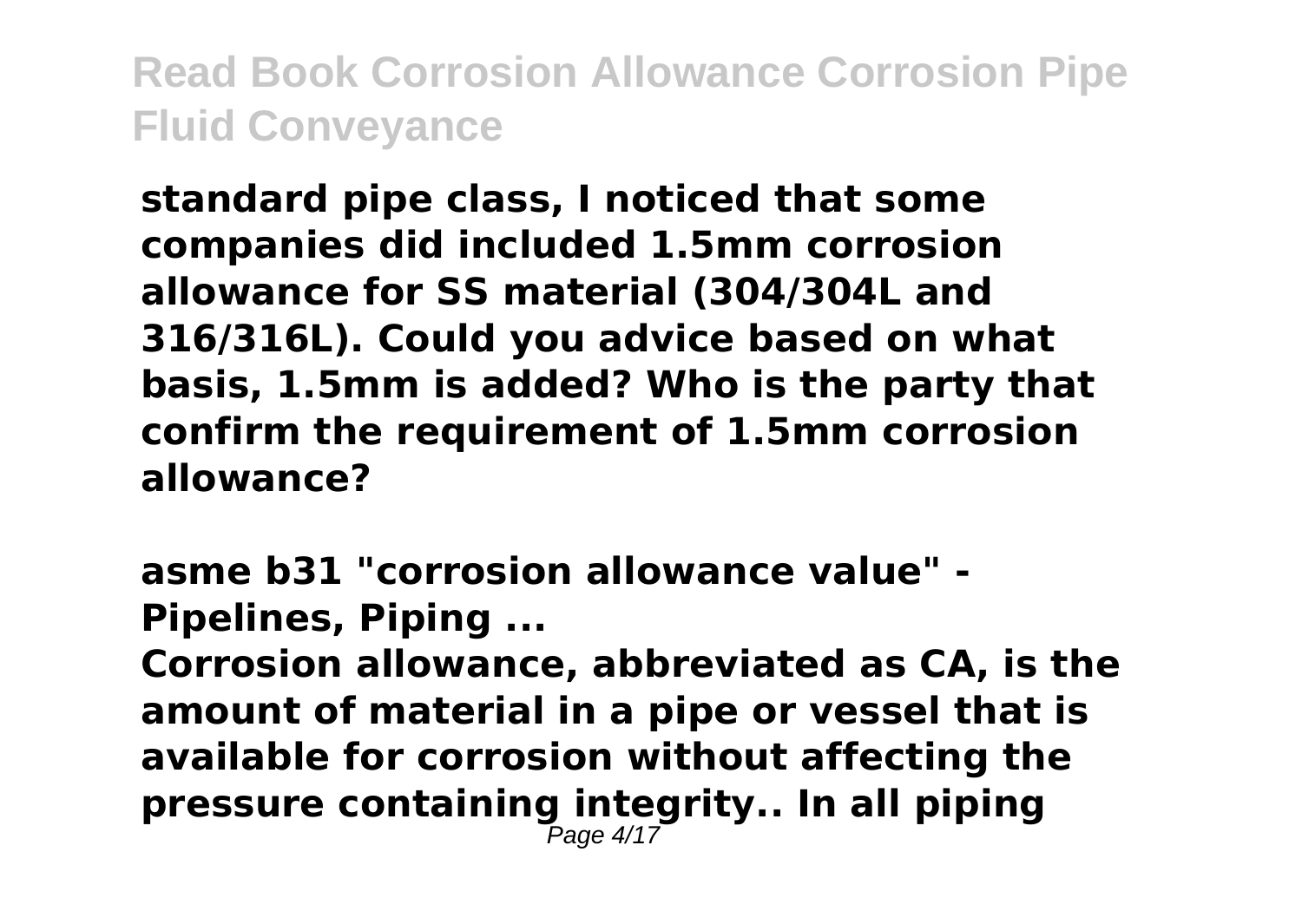**standard pipe class, I noticed that some companies did included 1.5mm corrosion allowance for SS material (304/304L and 316/316L). Could you advice based on what basis, 1.5mm is added? Who is the party that confirm the requirement of 1.5mm corrosion allowance?**

**asme b31 "corrosion allowance value" - Pipelines, Piping ...**

**Corrosion allowance, abbreviated as CA, is the amount of material in a pipe or vessel that is available for corrosion without affecting the pressure containing integrity.. In all piping**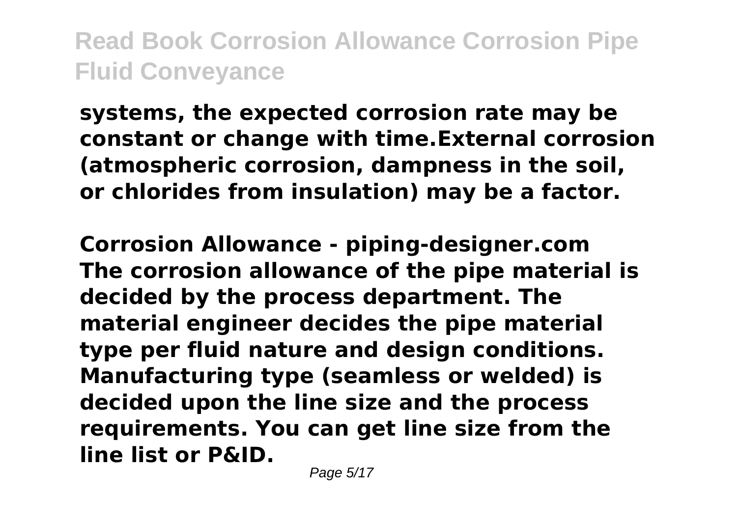systems, the expected corrosion rate may be constant or change with time.External corrosion (atmospheric corrosion, dampness in the soil, or chlorides from insulation) may be a factor.

**Corrosion Allowance - piping-designer.com**
The corrosion allowance of the pipe material is decided by the process department. The material engineer decides the pipe material type per fluid nature and design conditions. Manufacturing type (seamless or welded) is decided upon the line size and the process requirements. You can get line size from the line list or P&ID.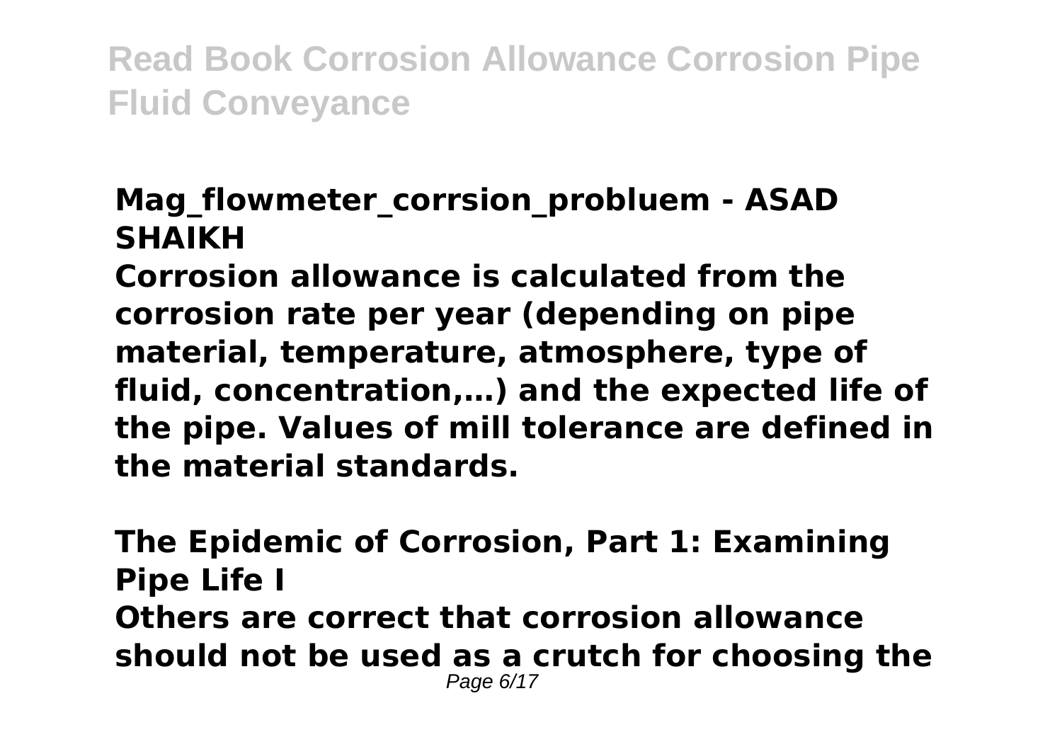**Mag_flowmeter_corrsion_probluem - ASAD SHAIKH**

**Corrosion allowance is calculated from the corrosion rate per year (depending on pipe material, temperature, atmosphere, type of fluid, concentration,…) and the expected life of the pipe. Values of mill tolerance are defined in the material standards.**

**The Epidemic of Corrosion, Part 1: Examining Pipe Life I**

**Others are correct that corrosion allowance should not be used as a crutch for choosing the**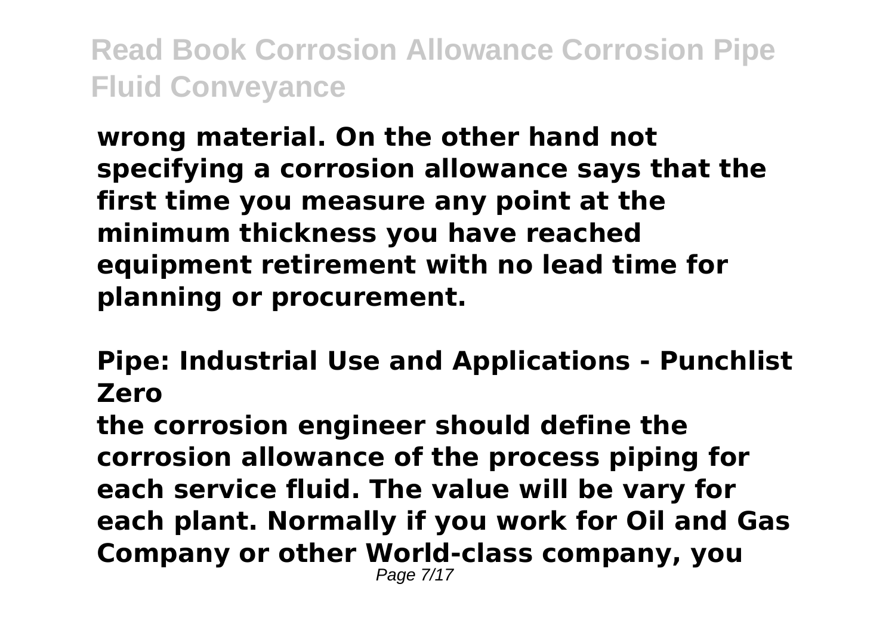**wrong material. On the other hand not specifying a corrosion allowance says that the first time you measure any point at the minimum thickness you have reached equipment retirement with no lead time for planning or procurement.**

## Pipe: Industrial Use and Applications - Punchlist Zero

**the corrosion engineer should define the corrosion allowance of the process piping for each service fluid. The value will be vary for each plant. Normally if you work for Oil and Gas Company or other World-class company, you**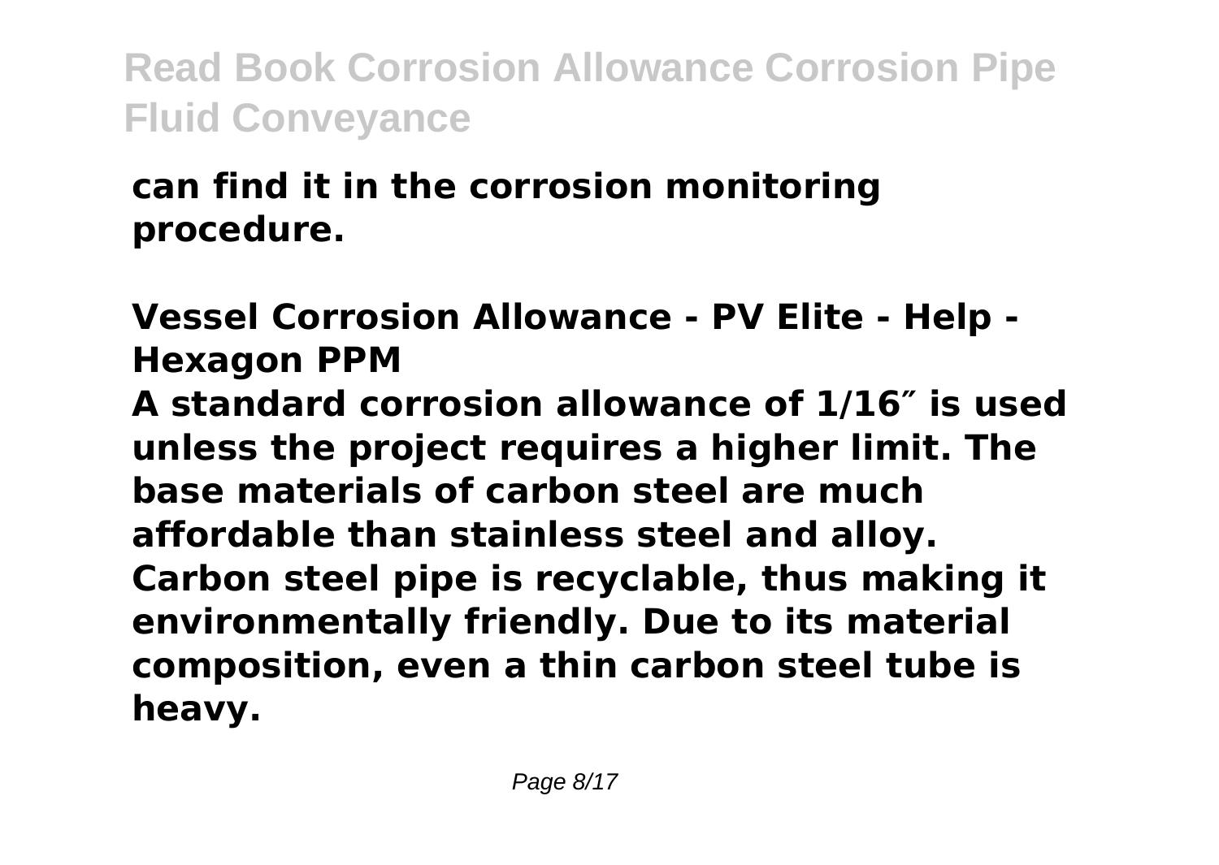**can find it in the corrosion monitoring procedure.**

**Vessel Corrosion Allowance - PV Elite - Help - Hexagon PPM**

**A standard corrosion allowance of 1/16″ is used unless the project requires a higher limit. The base materials of carbon steel are much affordable than stainless steel and alloy. Carbon steel pipe is recyclable, thus making it environmentally friendly. Due to its material composition, even a thin carbon steel tube is heavy.**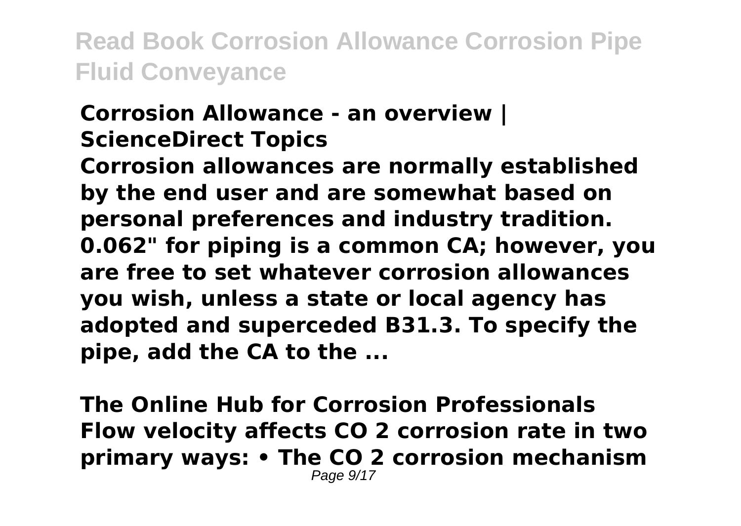**Corrosion Allowance - an overview | ScienceDirect Topics**

**Corrosion allowances are normally established by the end user and are somewhat based on personal preferences and industry tradition. 0.062" for piping is a common CA; however, you are free to set whatever corrosion allowances you wish, unless a state or local agency has adopted and superceded B31.3. To specify the pipe, add the CA to the ...**

**The Online Hub for Corrosion Professionals**

**Flow velocity affects $CO_2$ corrosion rate in two primary ways: • The $CO_2$ corrosion mechanism**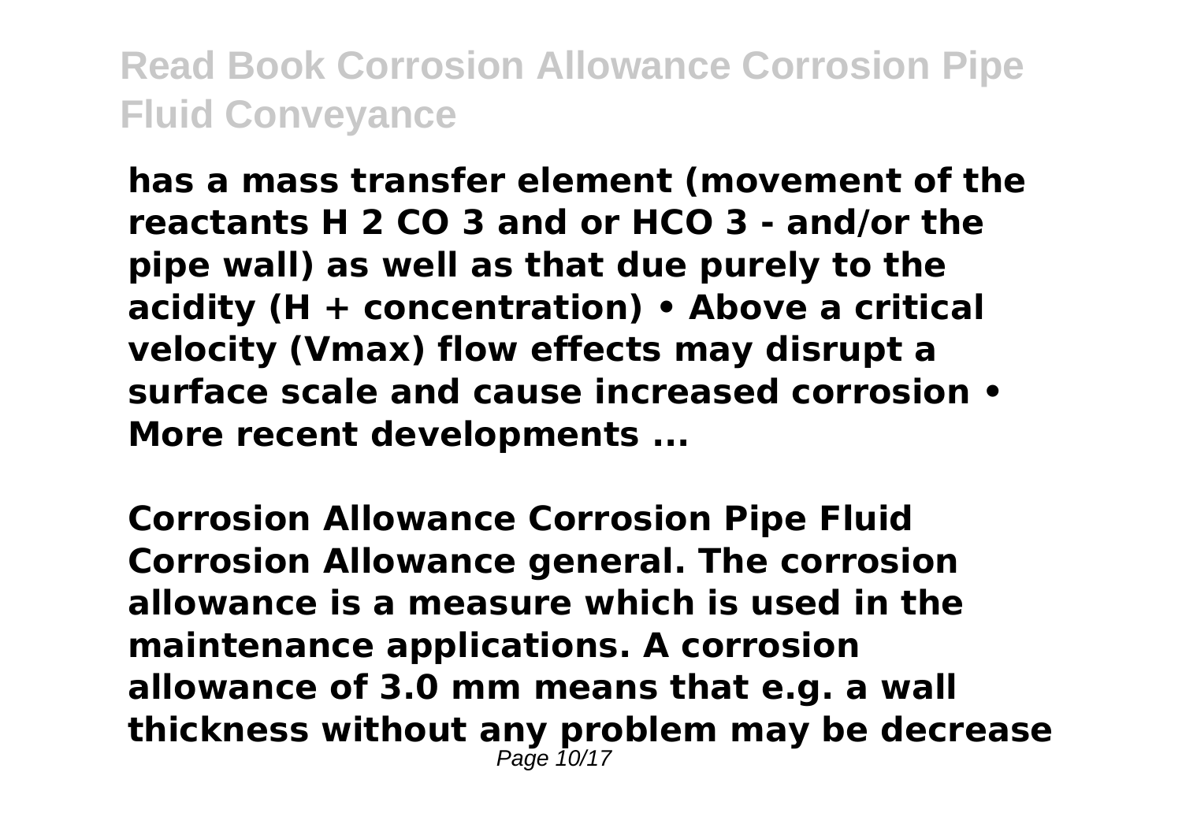has a mass transfer element (movement of the reactants $H_2CO_3$ and or $HCO_3^-$ and/or the pipe wall) as well as that due purely to the acidity ($H^+$ concentration) • Above a critical velocity (Vmax) flow effects may disrupt a surface scale and cause increased corrosion • More recent developments ...

**Corrosion Allowance Corrosion Pipe Fluid**

Corrosion Allowance general. The corrosion allowance is a measure which is used in the maintenance applications. A corrosion allowance of 3.0 mm means that e.g. a wall thickness without any problem may be decrease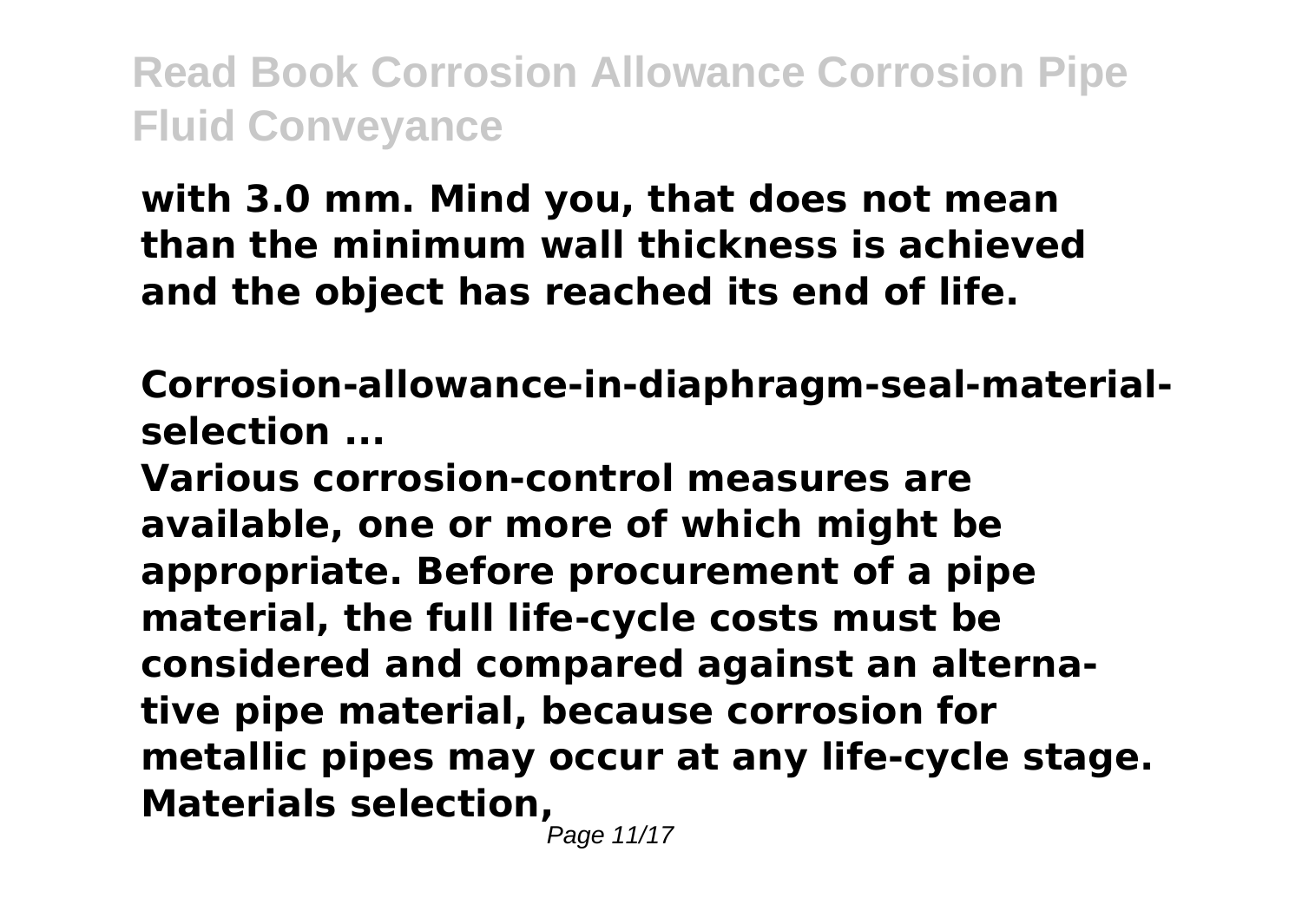**with 3.0 mm. Mind you, that does not mean than the minimum wall thickness is achieved and the object has reached its end of life.**

**Corrosion-allowance-in-diaphragm-seal-material-selection ...**

**Various corrosion-control measures are available, one or more of which might be appropriate. Before procurement of a pipe material, the full life-cycle costs must be considered and compared against an alternative pipe material, because corrosion for metallic pipes may occur at any life-cycle stage. Materials selection,**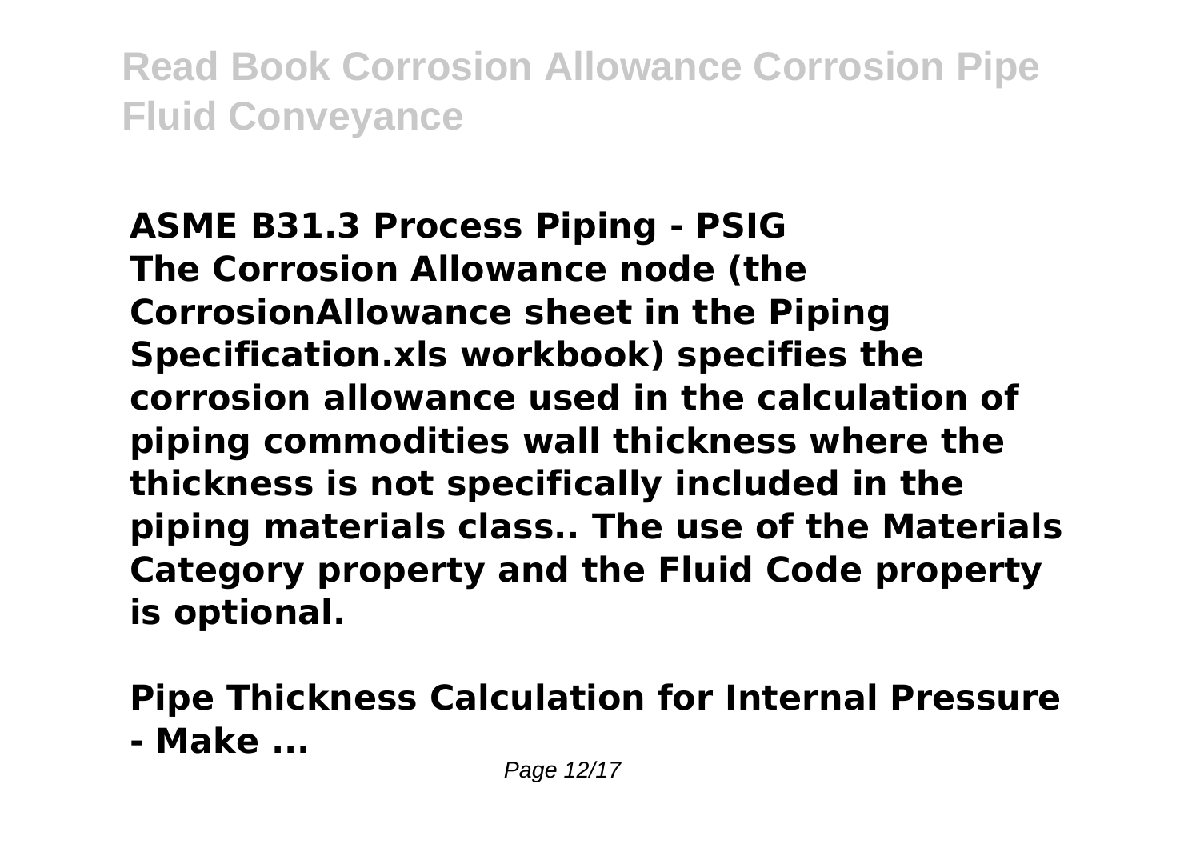**ASME B31.3 Process Piping - PSIG**
**The Corrosion Allowance node (the CorrosionAllowance sheet in the Piping Specification.xls workbook) specifies the corrosion allowance used in the calculation of piping commodities wall thickness where the thickness is not specifically included in the piping materials class.. The use of the Materials Category property and the Fluid Code property is optional.**

**Pipe Thickness Calculation for Internal Pressure - Make ...**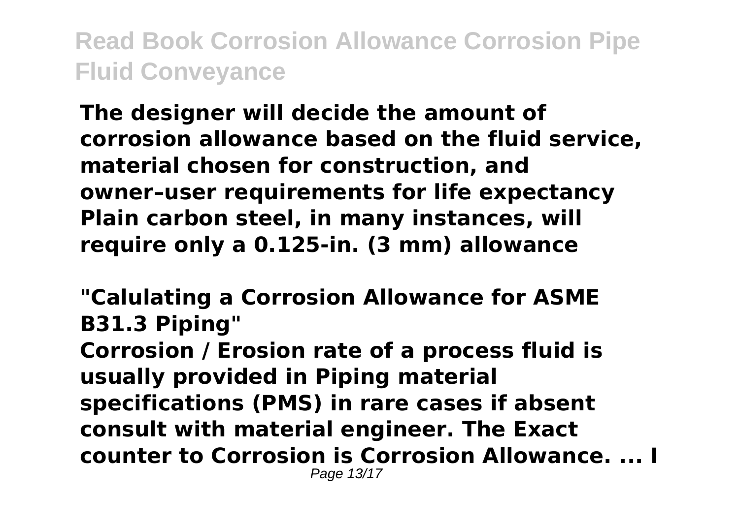**The designer will decide the amount of corrosion allowance based on the fluid service, material chosen for construction, and owner–user requirements for life expectancy Plain carbon steel, in many instances, will require only a 0.125-in. (3 mm) allowance**

**"Calulating a Corrosion Allowance for ASME B31.3 Piping"**

**Corrosion / Erosion rate of a process fluid is usually provided in Piping material specifications (PMS) in rare cases if absent consult with material engineer. The Exact counter to Corrosion is Corrosion Allowance. ... I**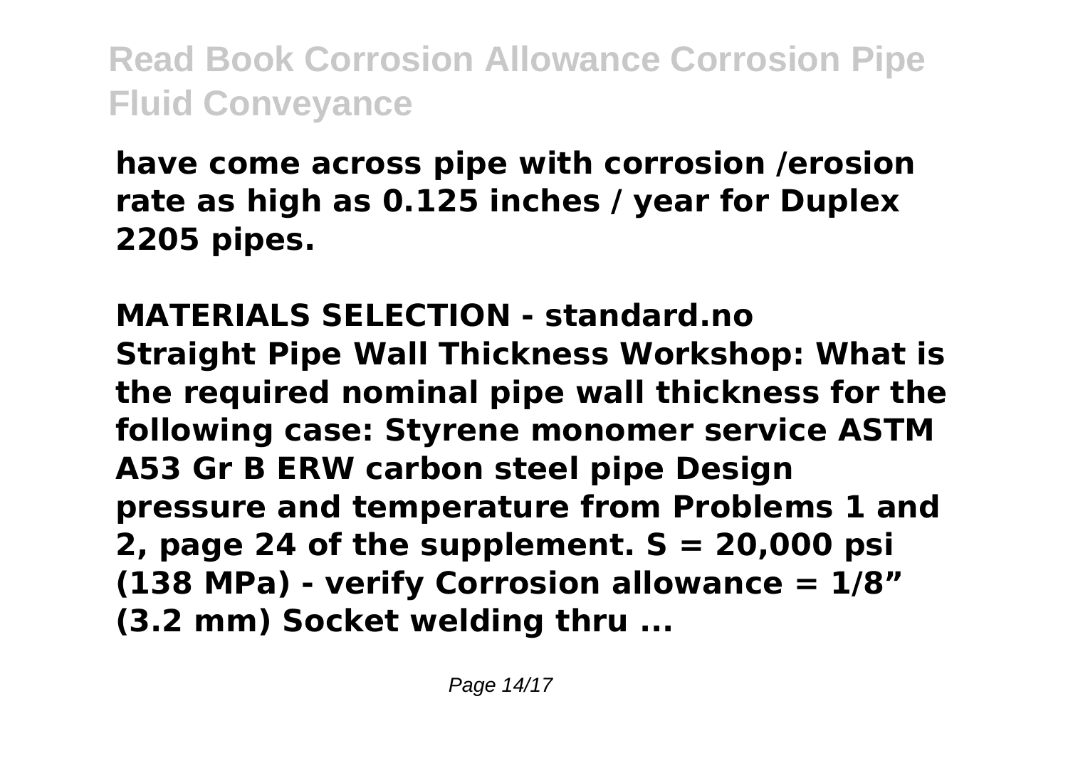**have come across pipe with corrosion /erosion rate as high as 0.125 inches / year for Duplex 2205 pipes.**

**MATERIALS SELECTION - standard.no**

**Straight Pipe Wall Thickness Workshop: What is the required nominal pipe wall thickness for the following case: Styrene monomer service ASTM A53 Gr B ERW carbon steel pipe Design pressure and temperature from Problems 1 and 2, page 24 of the supplement. S = 20,000 psi (138 MPa) - verify Corrosion allowance = 1/8" (3.2 mm) Socket welding thru ...**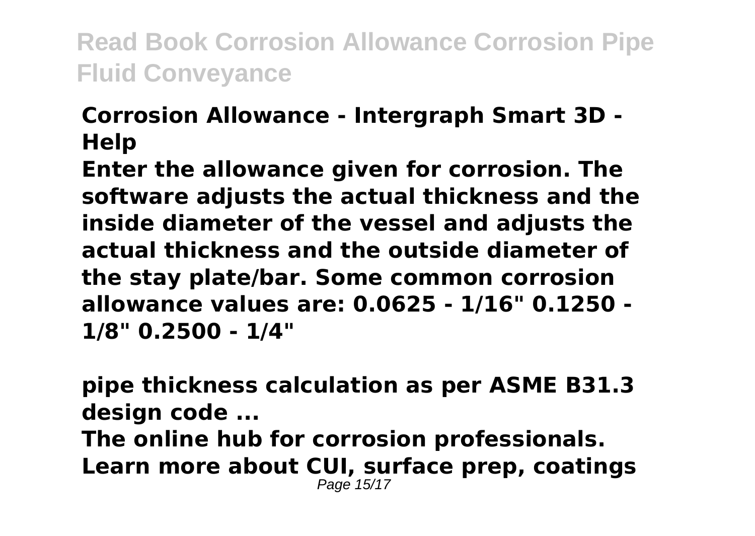**Corrosion Allowance - Intergraph Smart 3D - Help**

**Enter the allowance given for corrosion. The software adjusts the actual thickness and the inside diameter of the vessel and adjusts the actual thickness and the outside diameter of the stay plate/bar. Some common corrosion allowance values are: 0.0625 - 1/16" 0.1250 - 1/8" 0.2500 - 1/4"**

**pipe thickness calculation as per ASME B31.3 design code ...**

**The online hub for corrosion professionals. Learn more about CUI, surface prep, coatings**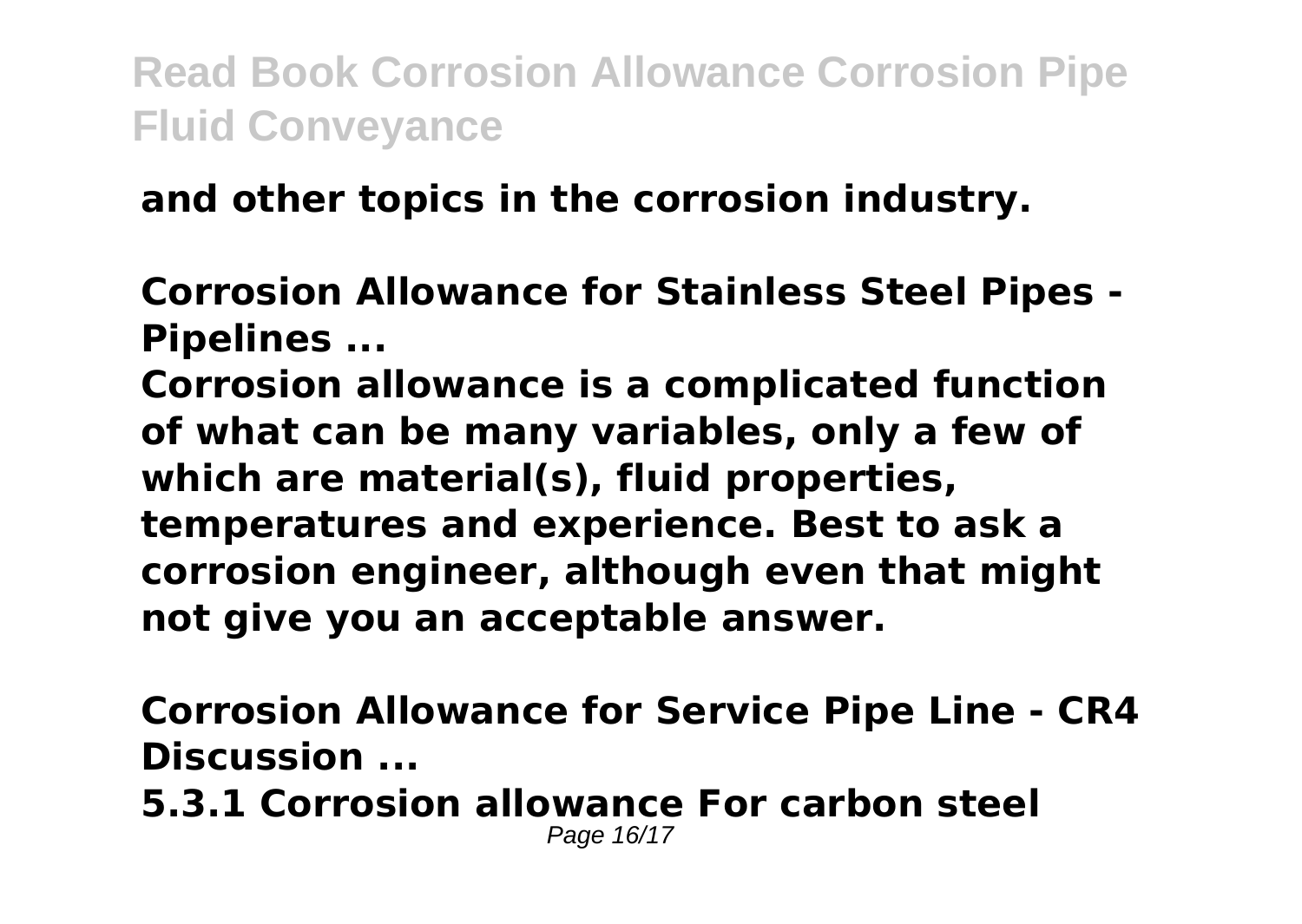**and other topics in the corrosion industry.**

**Corrosion Allowance for Stainless Steel Pipes - Pipelines ...**

**Corrosion allowance is a complicated function of what can be many variables, only a few of which are material(s), fluid properties, temperatures and experience. Best to ask a corrosion engineer, although even that might not give you an acceptable answer.**

**Corrosion Allowance for Service Pipe Line - CR4 Discussion ...**

**5.3.1 Corrosion allowance For carbon steel**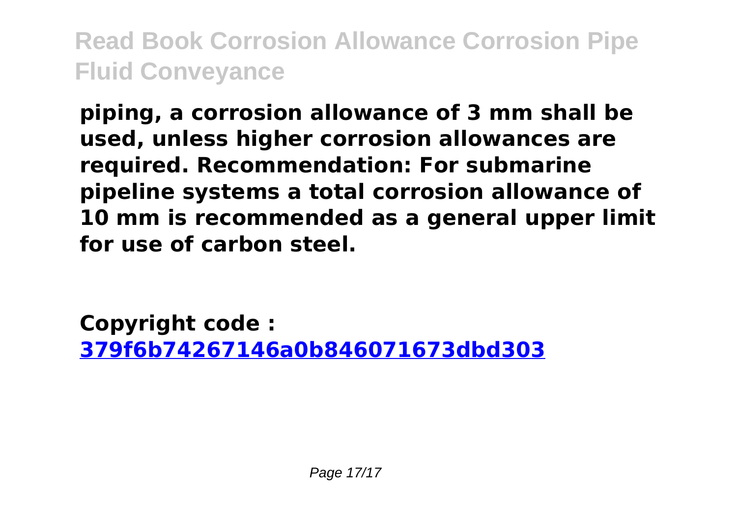**piping, a corrosion allowance of 3 mm shall be used, unless higher corrosion allowances are required. Recommendation: For submarine pipeline systems a total corrosion allowance of 10 mm is recommended as a general upper limit for use of carbon steel.**

**Copyright code : 379f6b74267146a0b846071673dbd303**